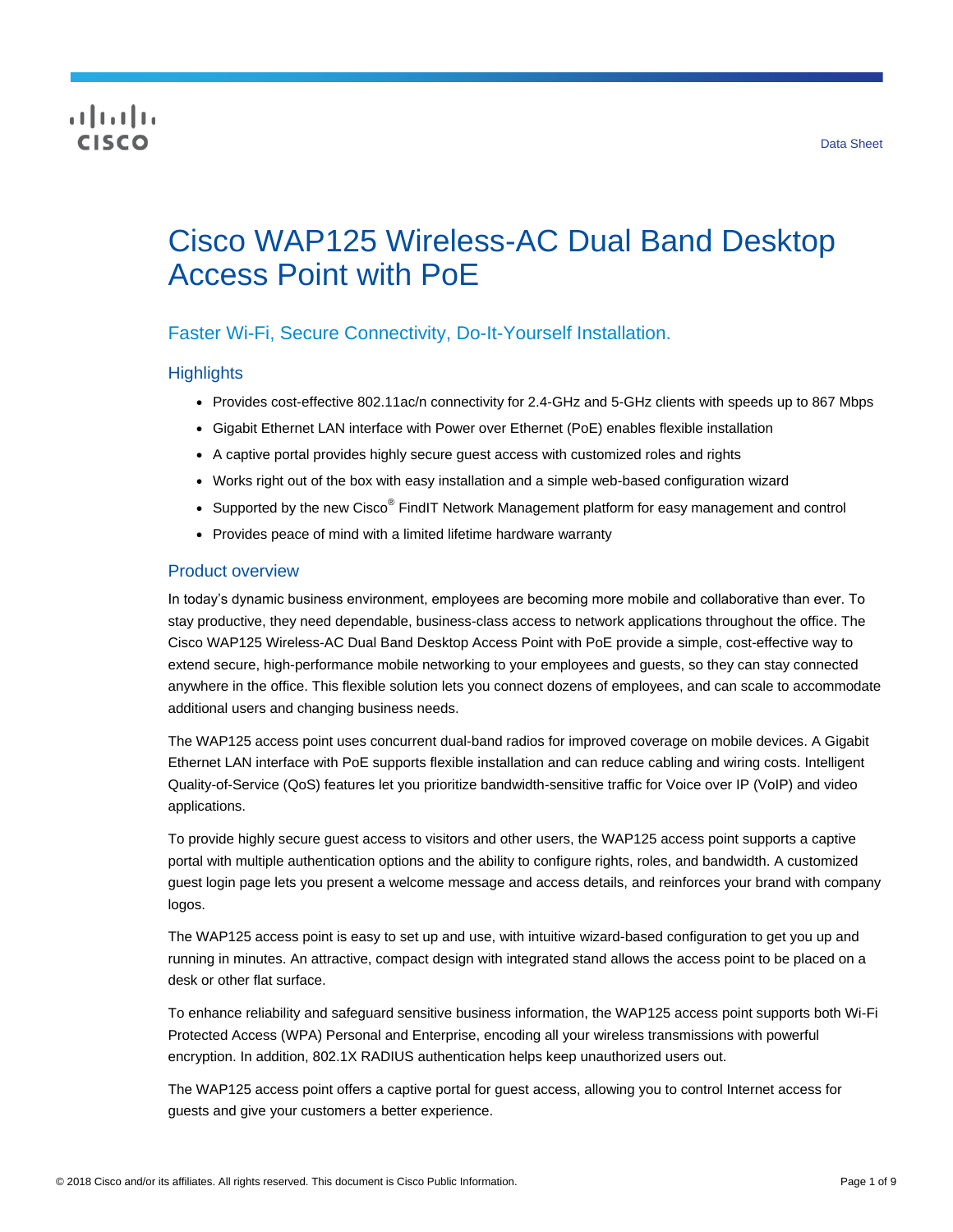Data Sheet

# Cisco WAP125 Wireless-AC Dual Band Desktop Access Point with PoE

## Faster Wi-Fi, Secure Connectivity, Do-It-Yourself Installation.

### Highlights

- Provides cost-effective 802.11ac/n connectivity for 2.4-GHz and 5-GHz clients with speeds up to 867 Mbps
- Gigabit Ethernet LAN interface with Power over Ethernet (PoE) enables flexible installation
- A captive portal provides highly secure guest access with customized roles and rights
- Works right out of the box with easy installation and a simple web-based configuration wizard
- Supported by the new Cisco® FindIT Network Management platform for easy management and control
- Provides peace of mind with a limited lifetime hardware warranty

### Product overview

In today's dynamic business environment, employees are becoming more mobile and collaborative than ever. To stay productive, they need dependable, business-class access to network applications throughout the office. The Cisco WAP125 Wireless-AC Dual Band Desktop Access Point with PoE provide a simple, cost-effective way to extend secure, high-performance mobile networking to your employees and guests, so they can stay connected anywhere in the office. This flexible solution lets you connect dozens of employees, and can scale to accommodate additional users and changing business needs.

The WAP125 access point uses concurrent dual-band radios for improved coverage on mobile devices. A Gigabit Ethernet LAN interface with PoE supports flexible installation and can reduce cabling and wiring costs. Intelligent Quality-of-Service (QoS) features let you prioritize bandwidth-sensitive traffic for Voice over IP (VoIP) and video applications.

To provide highly secure guest access to visitors and other users, the WAP125 access point supports a captive portal with multiple authentication options and the ability to configure rights, roles, and bandwidth. A customized guest login page lets you present a welcome message and access details, and reinforces your brand with company logos.

The WAP125 access point is easy to set up and use, with intuitive wizard-based configuration to get you up and running in minutes. An attractive, compact design with integrated stand allows the access point to be placed on a desk or other flat surface.

To enhance reliability and safeguard sensitive business information, the WAP125 access point supports both Wi-Fi Protected Access (WPA) Personal and Enterprise, encoding all your wireless transmissions with powerful encryption. In addition, 802.1X RADIUS authentication helps keep unauthorized users out.

The WAP125 access point offers a captive portal for guest access, allowing you to control Internet access for guests and give your customers a better experience.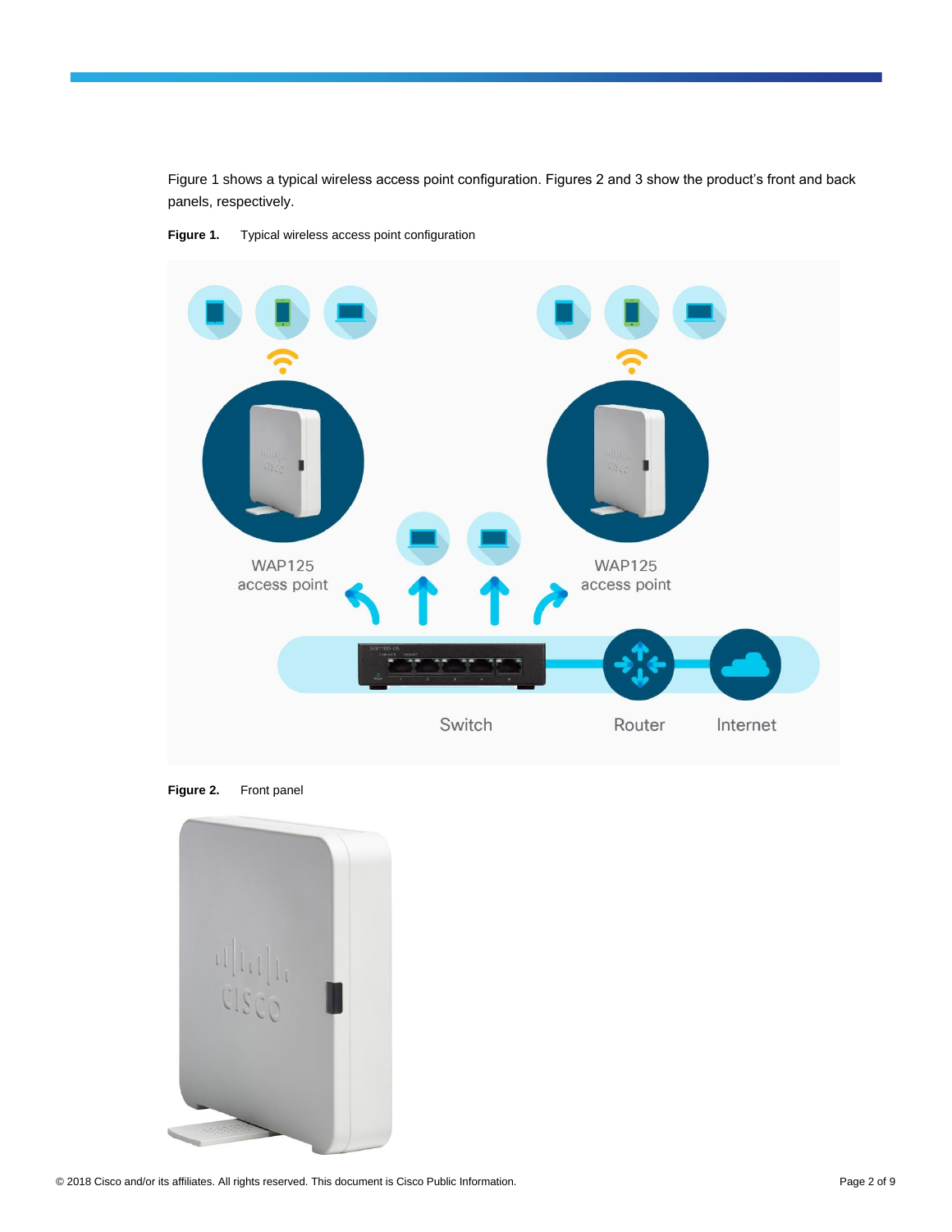Figure 1 shows a typical wireless access point configuration. Figures 2 and 3 show the product's front and back panels, respectively.

**Figure 1.** Typical wireless access point configuration

**Figure 2.** Front panel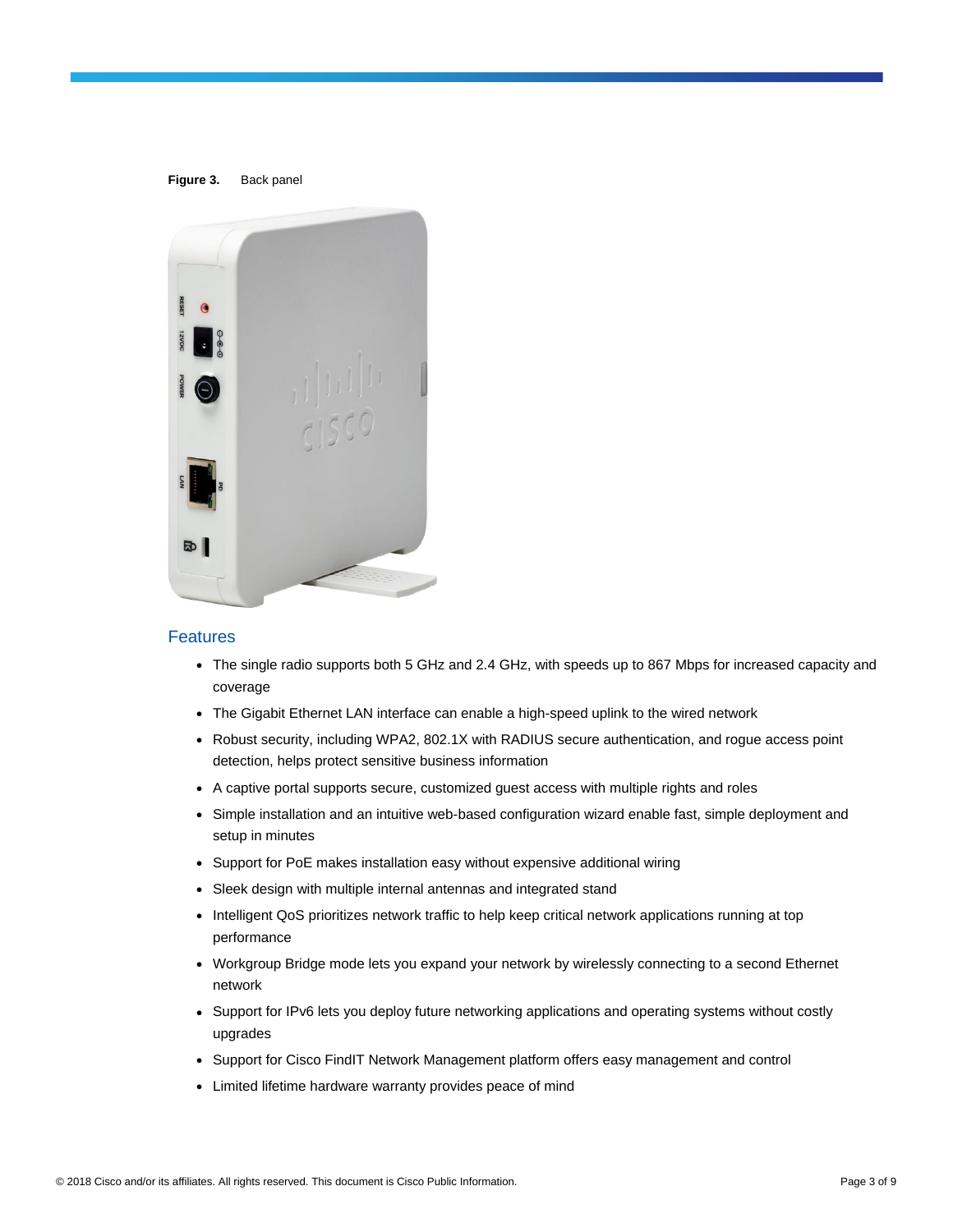**Figure 3.** Back panel

## Features

- The single radio supports both 5 GHz and 2.4 GHz, with speeds up to 867 Mbps for increased capacity and coverage
- The Gigabit Ethernet LAN interface can enable a high-speed uplink to the wired network
- Robust security, including WPA2, 802.1X with RADIUS secure authentication, and rogue access point detection, helps protect sensitive business information
- A captive portal supports secure, customized guest access with multiple rights and roles
- Simple installation and an intuitive web-based configuration wizard enable fast, simple deployment and setup in minutes
- Support for PoE makes installation easy without expensive additional wiring
- Sleek design with multiple internal antennas and integrated stand
- Intelligent QoS prioritizes network traffic to help keep critical network applications running at top performance
- Workgroup Bridge mode lets you expand your network by wirelessly connecting to a second Ethernet network
- Support for IPv6 lets you deploy future networking applications and operating systems without costly upgrades
- Support for Cisco FindIT Network Management platform offers easy management and control
- Limited lifetime hardware warranty provides peace of mind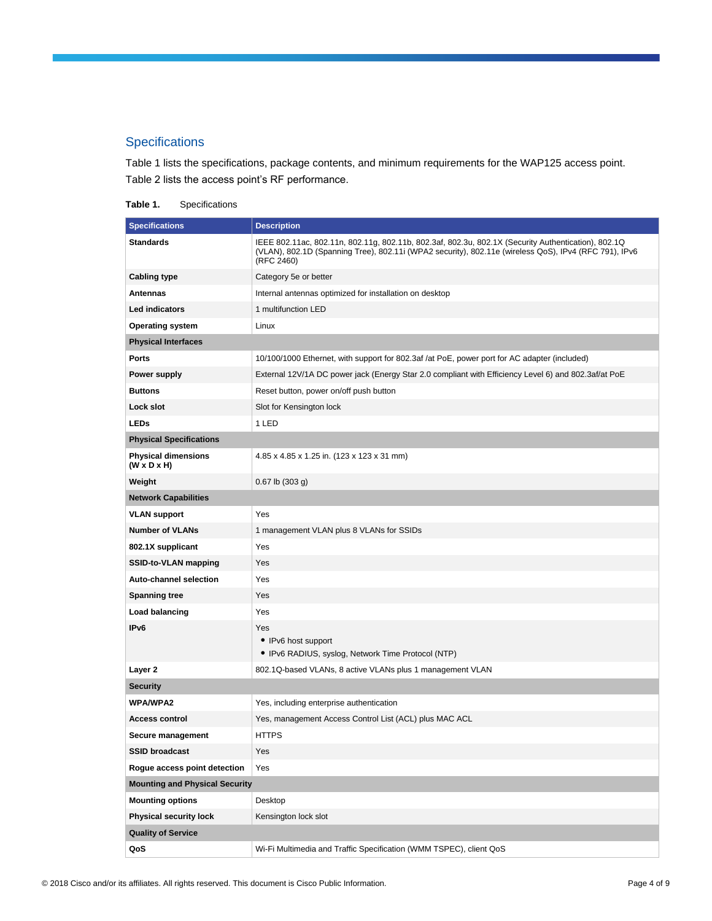## Specifications

Table 1 lists the specifications, package contents, and minimum requirements for the WAP125 access point. Table 2 lists the access point's RF performance.

**Table 1.** Specifications

| Specifications | Description |
|---|---|
| **Standards** | IEEE 802.11ac, 802.11n, 802.11g, 802.11b, 802.3af, 802.3u, 802.1X (Security Authentication), 802.1Q (VLAN), 802.1D (Spanning Tree), 802.11i (WPA2 security), 802.11e (wireless QoS), IPv4 (RFC 791), IPv6 (RFC 2460) |
| **Cabling type** | Category 5e or better |
| **Antennas** | Internal antennas optimized for installation on desktop |
| **Led indicators** | 1 multifunction LED |
| **Operating system** | Linux |
| **Physical Interfaces** | |
| **Ports** | 10/100/1000 Ethernet, with support for 802.3af /at PoE, power port for AC adapter (included) |
| **Power supply** | External 12V/1A DC power jack (Energy Star 2.0 compliant with Efficiency Level 6) and 802.3af/at PoE |
| **Buttons** | Reset button, power on/off push button |
| **Lock slot** | Slot for Kensington lock |
| **LEDs** | 1 LED |
| **Physical Specifications** | |
| **Physical dimensions (W x D x H)** | 4.85 x 4.85 x 1.25 in. (123 x 123 x 31 mm) |
| **Weight** | 0.67 lb (303 g) |
| **Network Capabilities** | |
| **VLAN support** | Yes |
| **Number of VLANs** | 1 management VLAN plus 8 VLANs for SSIDs |
| **802.1X supplicant** | Yes |
| **SSID-to-VLAN mapping** | Yes |
| **Auto-channel selection** | Yes |
| **Spanning tree** | Yes |
| **Load balancing** | Yes |
| **IPv6** | Yes<br>• IPv6 host support<br>• IPv6 RADIUS, syslog, Network Time Protocol (NTP) |
| **Layer 2** | 802.1Q-based VLANs, 8 active VLANs plus 1 management VLAN |
| **Security** | |
| **WPA/WPA2** | Yes, including enterprise authentication |
| **Access control** | Yes, management Access Control List (ACL) plus MAC ACL |
| **Secure management** | HTTPS |
| **SSID broadcast** | Yes |
| **Rogue access point detection** | Yes |
| **Mounting and Physical Security** | |
| **Mounting options** | Desktop |
| **Physical security lock** | Kensington lock slot |
| **Quality of Service** | |
| **QoS** | Wi-Fi Multimedia and Traffic Specification (WMM TSPEC), client QoS |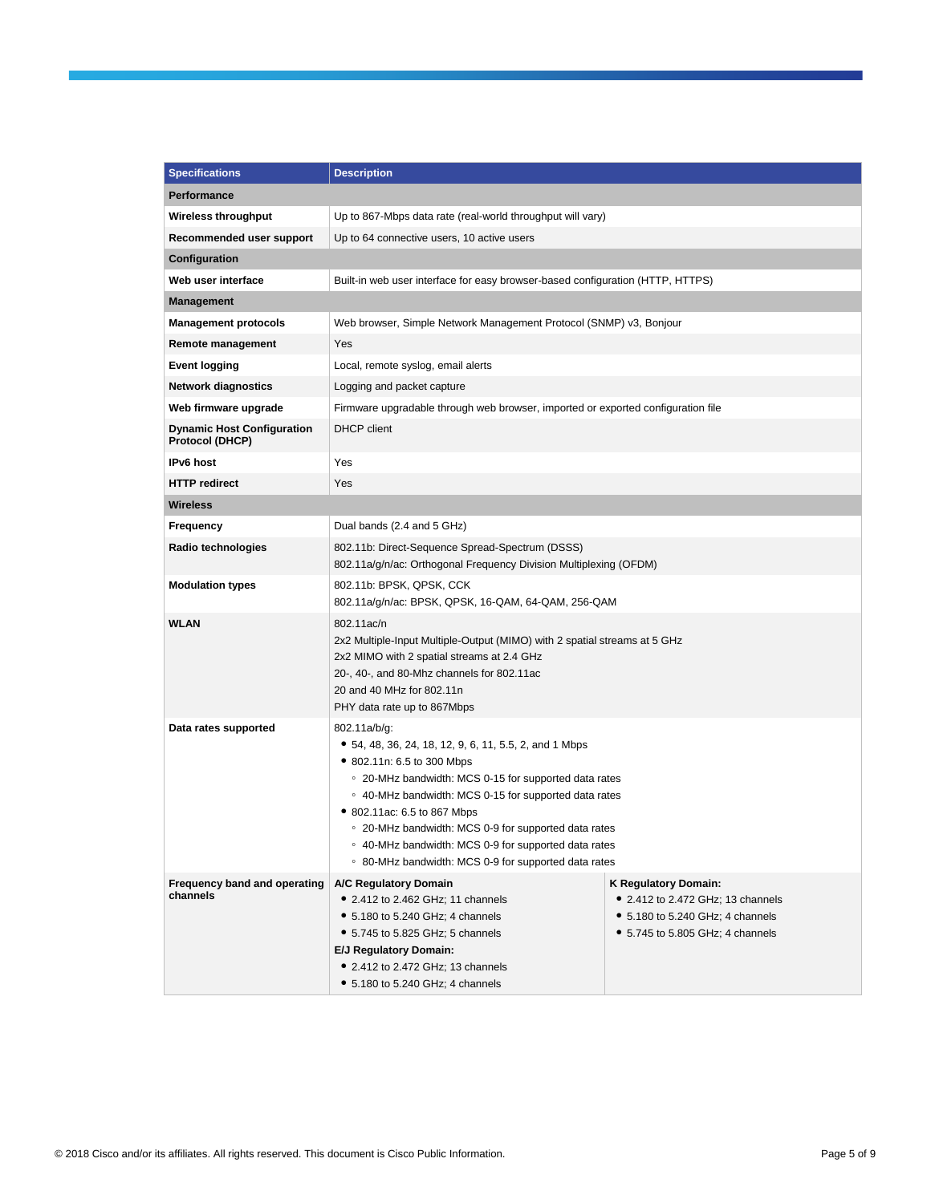| Specifications | Description |
| --- | --- |
| **Performance** | |
| **Wireless throughput** | Up to 867-Mbps data rate (real-world throughput will vary) |
| **Recommended user support** | Up to 64 connective users, 10 active users |
| **Configuration** | |
| **Web user interface** | Built-in web user interface for easy browser-based configuration (HTTP, HTTPS) |
| **Management** | |
| **Management protocols** | Web browser, Simple Network Management Protocol (SNMP) v3, Bonjour |
| **Remote management** | Yes |
| **Event logging** | Local, remote syslog, email alerts |
| **Network diagnostics** | Logging and packet capture |
| **Web firmware upgrade** | Firmware upgradable through web browser, imported or exported configuration file |
| **Dynamic Host Configuration Protocol (DHCP)** | DHCP client |
| **IPv6 host** | Yes |
| **HTTP redirect** | Yes |
| **Wireless** | |
| **Frequency** | Dual bands (2.4 and 5 GHz) |
| **Radio technologies** | 802.11b: Direct-Sequence Spread-Spectrum (DSSS)<br>802.11a/g/n/ac: Orthogonal Frequency Division Multiplexing (OFDM) |
| **Modulation types** | 802.11b: BPSK, QPSK, CCK<br>802.11a/g/n/ac: BPSK, QPSK, 16-QAM, 64-QAM, 256-QAM |
| **WLAN** | 802.11ac/n<br>2x2 Multiple-Input Multiple-Output (MIMO) with 2 spatial streams at 5 GHz<br>2x2 MIMO with 2 spatial streams at 2.4 GHz<br>20-, 40-, and 80-Mhz channels for 802.11ac<br>20 and 40 MHz for 802.11n<br>PHY data rate up to 867Mbps |
| **Data rates supported** | 802.11a/b/g:<br>• 54, 48, 36, 24, 18, 12, 9, 6, 11, 5.5, 2, and 1 Mbps<br>• 802.11n: 6.5 to 300 Mbps<br>  ◦ 20-MHz bandwidth: MCS 0-15 for supported data rates<br>  ◦ 40-MHz bandwidth: MCS 0-15 for supported data rates<br>• 802.11ac: 6.5 to 867 Mbps<br>  ◦ 20-MHz bandwidth: MCS 0-9 for supported data rates<br>  ◦ 40-MHz bandwidth: MCS 0-9 for supported data rates<br>  ◦ 80-MHz bandwidth: MCS 0-9 for supported data rates |
| **Frequency band and operating channels** | **A/C Regulatory Domain**<br>• 2.412 to 2.462 GHz; 11 channels<br>• 5.180 to 5.240 GHz; 4 channels<br>• 5.745 to 5.825 GHz; 5 channels<br>**E/J Regulatory Domain:**<br>• 2.412 to 2.472 GHz; 13 channels<br>• 5.180 to 5.240 GHz; 4 channels<br>**K Regulatory Domain:**<br>• 2.412 to 2.472 GHz; 13 channels<br>• 5.180 to 5.240 GHz; 4 channels<br>• 5.745 to 5.805 GHz; 4 channels |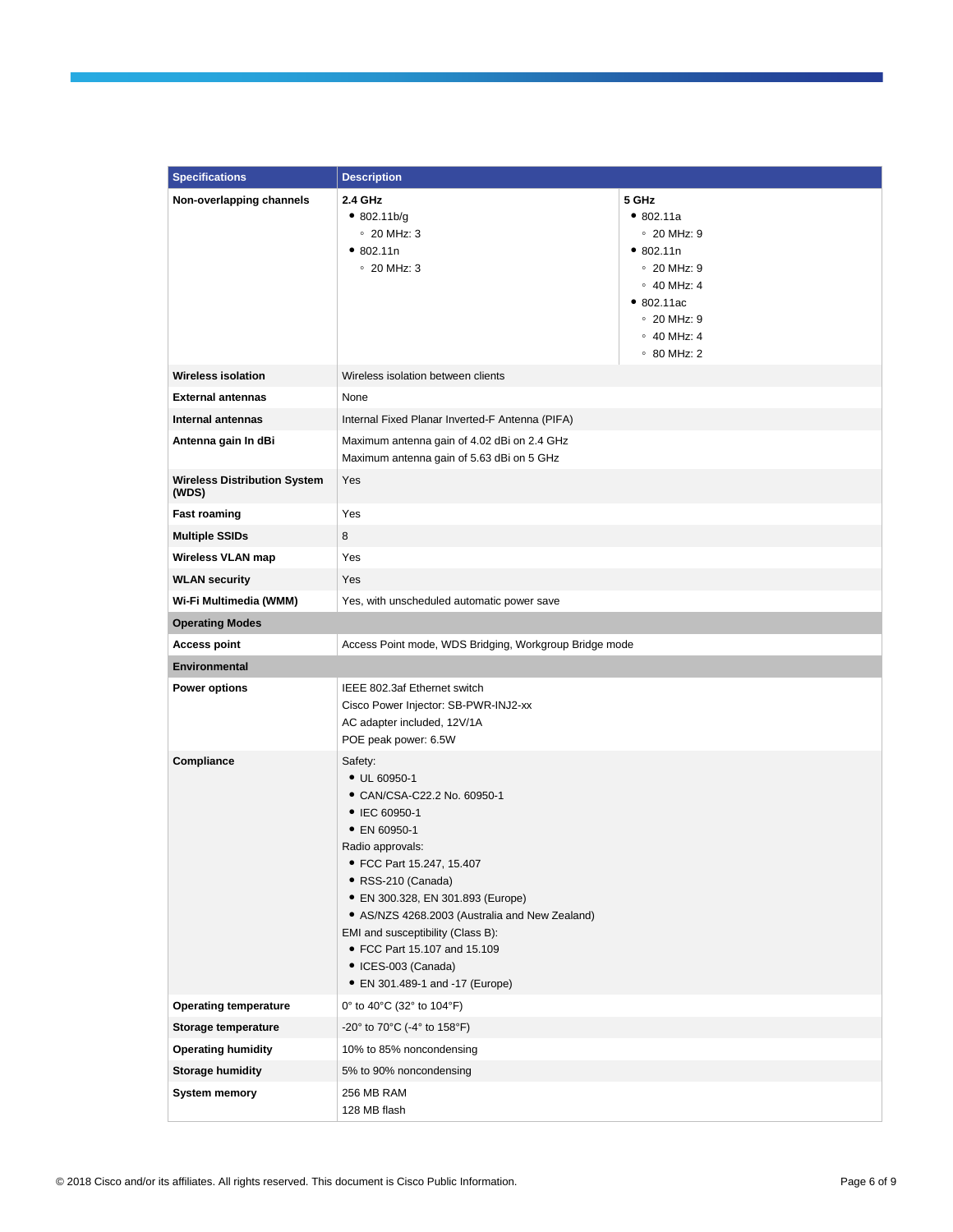| Specifications | Description | |
|---|---|---|
| **Non-overlapping channels** | **2.4 GHz**<br>• 802.11b/g<br>◦ 20 MHz: 3<br>• 802.11n<br>◦ 20 MHz: 3 | **5 GHz**<br>• 802.11a<br>◦ 20 MHz: 9<br>• 802.11n<br>◦ 20 MHz: 9<br>◦ 40 MHz: 4<br>• 802.11ac<br>◦ 20 MHz: 9<br>◦ 40 MHz: 4<br>◦ 80 MHz: 2 |
| **Wireless isolation** | Wireless isolation between clients | |
| **External antennas** | None | |
| **Internal antennas** | Internal Fixed Planar Inverted-F Antenna (PIFA) | |
| **Antenna gain In dBi** | Maximum antenna gain of 4.02 dBi on 2.4 GHz<br>Maximum antenna gain of 5.63 dBi on 5 GHz | |
| **Wireless Distribution System (WDS)** | Yes | |
| **Fast roaming** | Yes | |
| **Multiple SSIDs** | 8 | |
| **Wireless VLAN map** | Yes | |
| **WLAN security** | Yes | |
| **Wi-Fi Multimedia (WMM)** | Yes, with unscheduled automatic power save | |
| **Operating Modes** | | |
| **Access point** | Access Point mode, WDS Bridging, Workgroup Bridge mode | |
| **Environmental** | | |
| **Power options** | IEEE 802.3af Ethernet switch<br>Cisco Power Injector: SB-PWR-INJ2-xx<br>AC adapter included, 12V/1A<br>POE peak power: 6.5W | |
| **Compliance** | Safety:<br>• UL 60950-1<br>• CAN/CSA-C22.2 No. 60950-1<br>• IEC 60950-1<br>• EN 60950-1<br>Radio approvals:<br>• FCC Part 15.247, 15.407<br>• RSS-210 (Canada)<br>• EN 300.328, EN 301.893 (Europe)<br>• AS/NZS 4268.2003 (Australia and New Zealand)<br>EMI and susceptibility (Class B):<br>• FCC Part 15.107 and 15.109<br>• ICES-003 (Canada)<br>• EN 301.489-1 and -17 (Europe) | |
| **Operating temperature** | 0° to 40°C (32° to 104°F) | |
| **Storage temperature** | -20° to 70°C (-4° to 158°F) | |
| **Operating humidity** | 10% to 85% noncondensing | |
| **Storage humidity** | 5% to 90% noncondensing | |
| **System memory** | 256 MB RAM<br>128 MB flash | |

© 2018 Cisco and/or its affiliates. All rights reserved. This document is Cisco Public Information.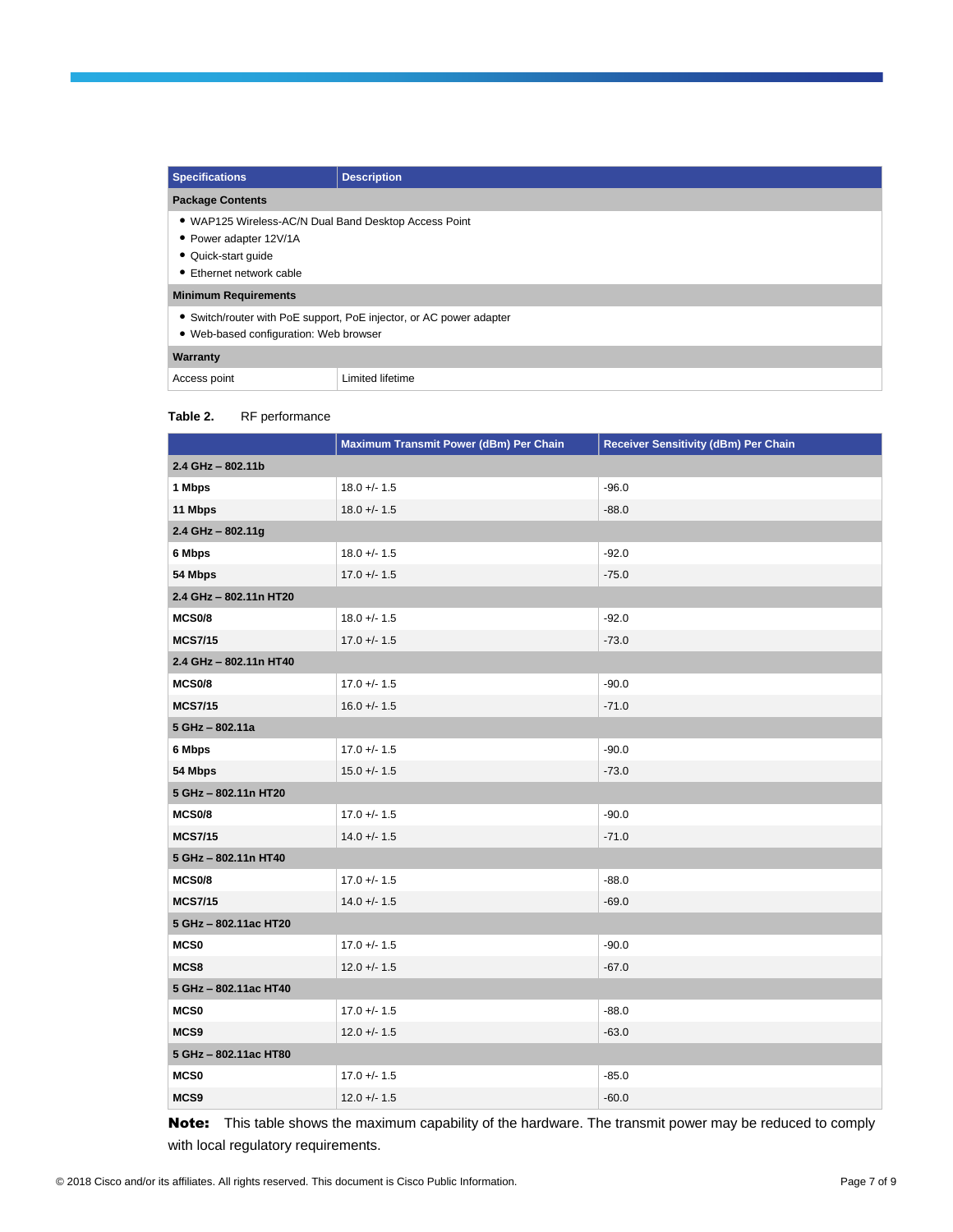| Specifications | Description |
|---|---|
| **Package Contents** | |
| • WAP125 Wireless-AC/N Dual Band Desktop Access Point<br>• Power adapter 12V/1A<br>• Quick-start guide<br>• Ethernet network cable | |
| **Minimum Requirements** | |
| • Switch/router with PoE support, PoE injector, or AC power adapter<br>• Web-based configuration: Web browser | |
| **Warranty** | |
| Access point | Limited lifetime |

**Table 2.** RF performance

| | Maximum Transmit Power (dBm) Per Chain | Receiver Sensitivity (dBm) Per Chain |
|---|---|---|
| **2.4 GHz – 802.11b** | | |
| **1 Mbps** | 18.0 +/- 1.5 | -96.0 |
| **11 Mbps** | 18.0 +/- 1.5 | -88.0 |
| **2.4 GHz – 802.11g** | | |
| **6 Mbps** | 18.0 +/- 1.5 | -92.0 |
| **54 Mbps** | 17.0 +/- 1.5 | -75.0 |
| **2.4 GHz – 802.11n HT20** | | |
| **MCS0/8** | 18.0 +/- 1.5 | -92.0 |
| **MCS7/15** | 17.0 +/- 1.5 | -73.0 |
| **2.4 GHz – 802.11n HT40** | | |
| **MCS0/8** | 17.0 +/- 1.5 | -90.0 |
| **MCS7/15** | 16.0 +/- 1.5 | -71.0 |
| **5 GHz – 802.11a** | | |
| **6 Mbps** | 17.0 +/- 1.5 | -90.0 |
| **54 Mbps** | 15.0 +/- 1.5 | -73.0 |
| **5 GHz – 802.11n HT20** | | |
| **MCS0/8** | 17.0 +/- 1.5 | -90.0 |
| **MCS7/15** | 14.0 +/- 1.5 | -71.0 |
| **5 GHz – 802.11n HT40** | | |
| **MCS0/8** | 17.0 +/- 1.5 | -88.0 |
| **MCS7/15** | 14.0 +/- 1.5 | -69.0 |
| **5 GHz – 802.11ac HT20** | | |
| **MCS0** | 17.0 +/- 1.5 | -90.0 |
| **MCS8** | 12.0 +/- 1.5 | -67.0 |
| **5 GHz – 802.11ac HT40** | | |
| **MCS0** | 17.0 +/- 1.5 | -88.0 |
| **MCS9** | 12.0 +/- 1.5 | -63.0 |
| **5 GHz – 802.11ac HT80** | | |
| **MCS0** | 17.0 +/- 1.5 | -85.0 |
| **MCS9** | 12.0 +/- 1.5 | -60.0 |

**Note:** This table shows the maximum capability of the hardware. The transmit power may be reduced to comply with local regulatory requirements.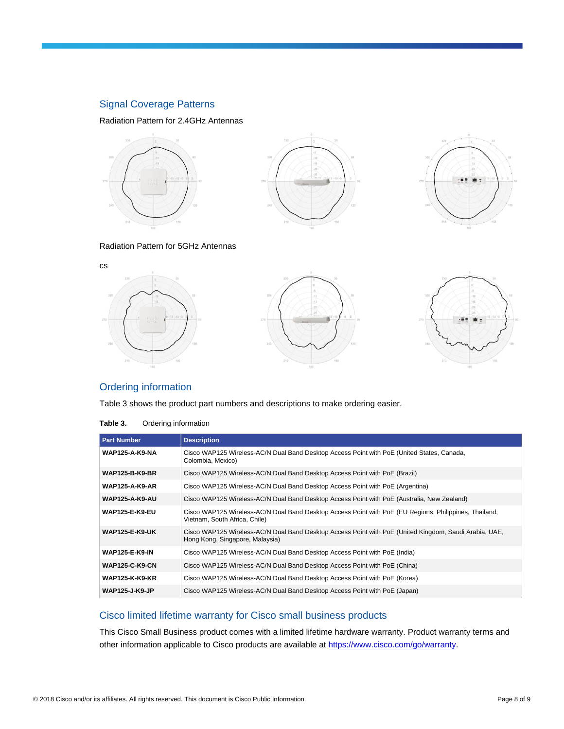## Signal Coverage Patterns

Radiation Pattern for 2.4GHz Antennas

Radiation Pattern for 5GHz Antennas

cs

## Ordering information

Table 3 shows the product part numbers and descriptions to make ordering easier.

**Table 3.** Ordering information

| Part Number | Description |
|---|---|
| **WAP125-A-K9-NA** | Cisco WAP125 Wireless-AC/N Dual Band Desktop Access Point with PoE (United States, Canada, Colombia, Mexico) |
| **WAP125-B-K9-BR** | Cisco WAP125 Wireless-AC/N Dual Band Desktop Access Point with PoE (Brazil) |
| **WAP125-A-K9-AR** | Cisco WAP125 Wireless-AC/N Dual Band Desktop Access Point with PoE (Argentina) |
| **WAP125-A-K9-AU** | Cisco WAP125 Wireless-AC/N Dual Band Desktop Access Point with PoE (Australia, New Zealand) |
| **WAP125-E-K9-EU** | Cisco WAP125 Wireless-AC/N Dual Band Desktop Access Point with PoE (EU Regions, Philippines, Thailand, Vietnam, South Africa, Chile) |
| **WAP125-E-K9-UK** | Cisco WAP125 Wireless-AC/N Dual Band Desktop Access Point with PoE (United Kingdom, Saudi Arabia, UAE, Hong Kong, Singapore, Malaysia) |
| **WAP125-E-K9-IN** | Cisco WAP125 Wireless-AC/N Dual Band Desktop Access Point with PoE (India) |
| **WAP125-C-K9-CN** | Cisco WAP125 Wireless-AC/N Dual Band Desktop Access Point with PoE (China) |
| **WAP125-K-K9-KR** | Cisco WAP125 Wireless-AC/N Dual Band Desktop Access Point with PoE (Korea) |
| **WAP125-J-K9-JP** | Cisco WAP125 Wireless-AC/N Dual Band Desktop Access Point with PoE (Japan) |

## Cisco limited lifetime warranty for Cisco small business products

This Cisco Small Business product comes with a limited lifetime hardware warranty. Product warranty terms and other information applicable to Cisco products are available at https://www.cisco.com/go/warranty.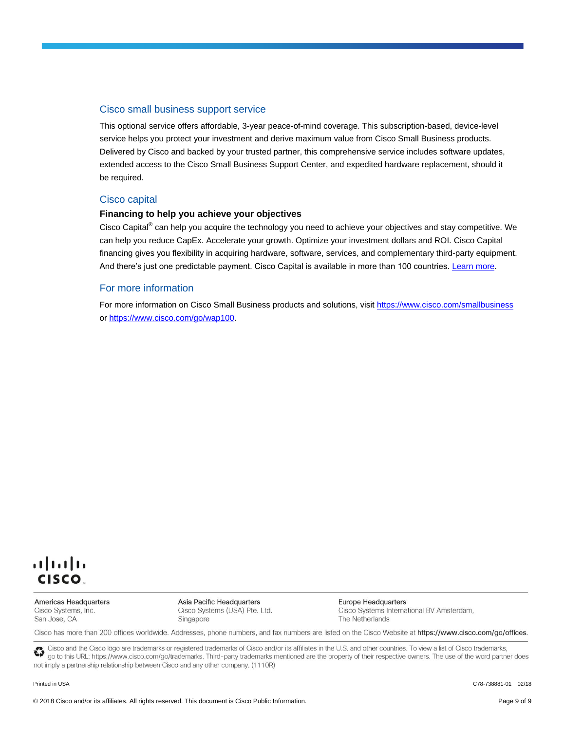## Cisco small business support service

This optional service offers affordable, 3-year peace-of-mind coverage. This subscription-based, device-level service helps you protect your investment and derive maximum value from Cisco Small Business products. Delivered by Cisco and backed by your trusted partner, this comprehensive service includes software updates, extended access to the Cisco Small Business Support Center, and expedited hardware replacement, should it be required.

## Cisco capital

**Financing to help you achieve your objectives**

Cisco Capital® can help you acquire the technology you need to achieve your objectives and stay competitive. We can help you reduce CapEx. Accelerate your growth. Optimize your investment dollars and ROI. Cisco Capital financing gives you flexibility in acquiring hardware, software, services, and complementary third-party equipment. And there's just one predictable payment. Cisco Capital is available in more than 100 countries. Learn more.

## For more information

For more information on Cisco Small Business products and solutions, visit https://www.cisco.com/smallbusiness or https://www.cisco.com/go/wap100.

Americas Headquarters
Cisco Systems, Inc.
San Jose, CA

Asia Pacific Headquarters
Cisco Systems (USA) Pte. Ltd.
Singapore

Europe Headquarters
Cisco Systems International BV Amsterdam,
The Netherlands

Cisco has more than 200 offices worldwide. Addresses, phone numbers, and fax numbers are listed on the Cisco Website at **https://www.cisco.com/go/offices.**

Cisco and the Cisco logo are trademarks or registered trademarks of Cisco and/or its affiliates in the U.S. and other countries. To view a list of Cisco trademarks, go to this URL: https://www.cisco.com/go/trademarks. Third-party trademarks mentioned are the property of their respective owners. The use of the word partner does not imply a partnership relationship between Cisco and any other company. (1110R)

Printed in USA C78-738881-01 02/18

© 2018 Cisco and/or its affiliates. All rights reserved. This document is Cisco Public Information.